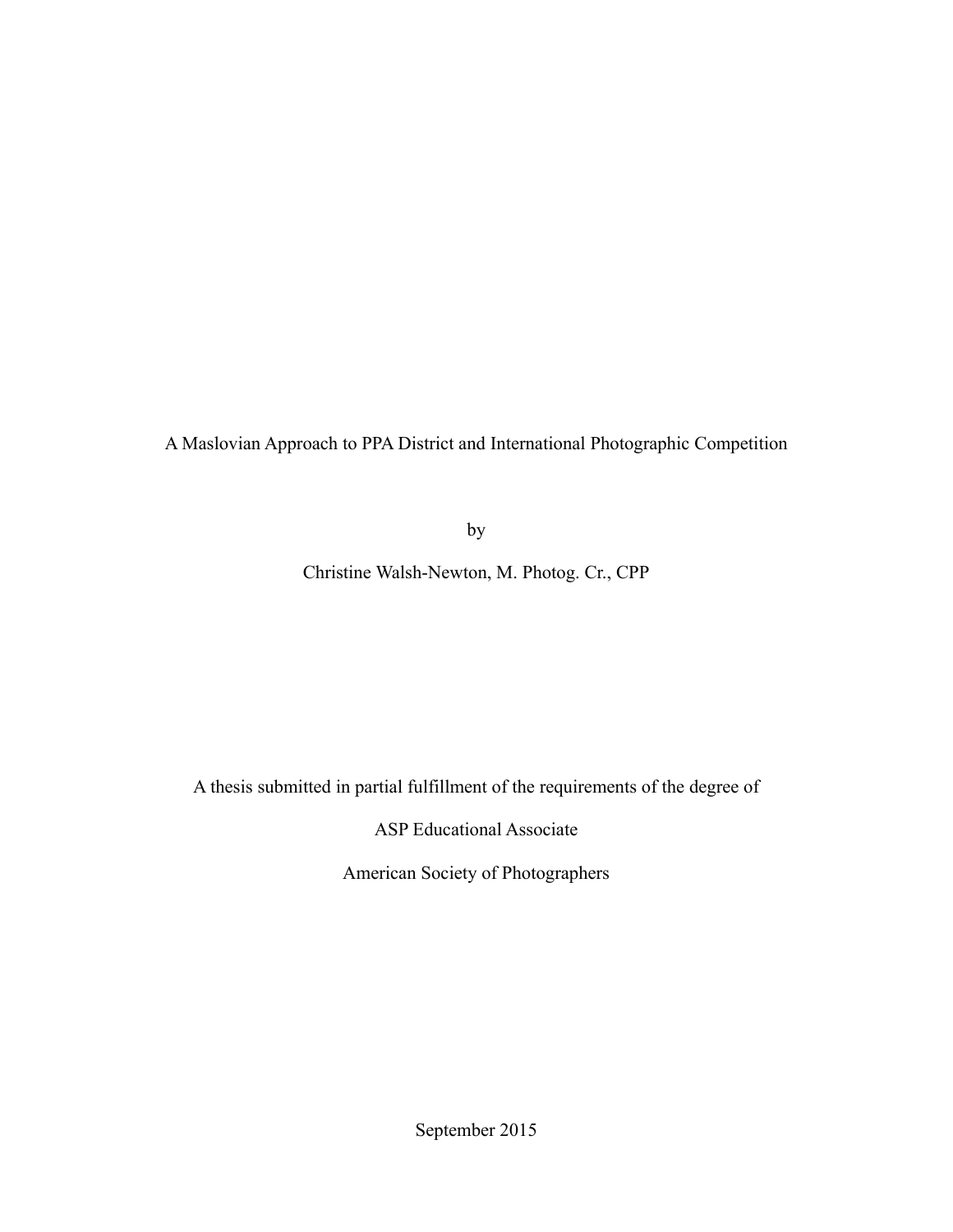# A Maslovian Approach to PPA District and International Photographic Competition

by

Christine Walsh-Newton, M. Photog. Cr., CPP

A thesis submitted in partial fulfillment of the requirements of the degree of

ASP Educational Associate

American Society of Photographers

September 2015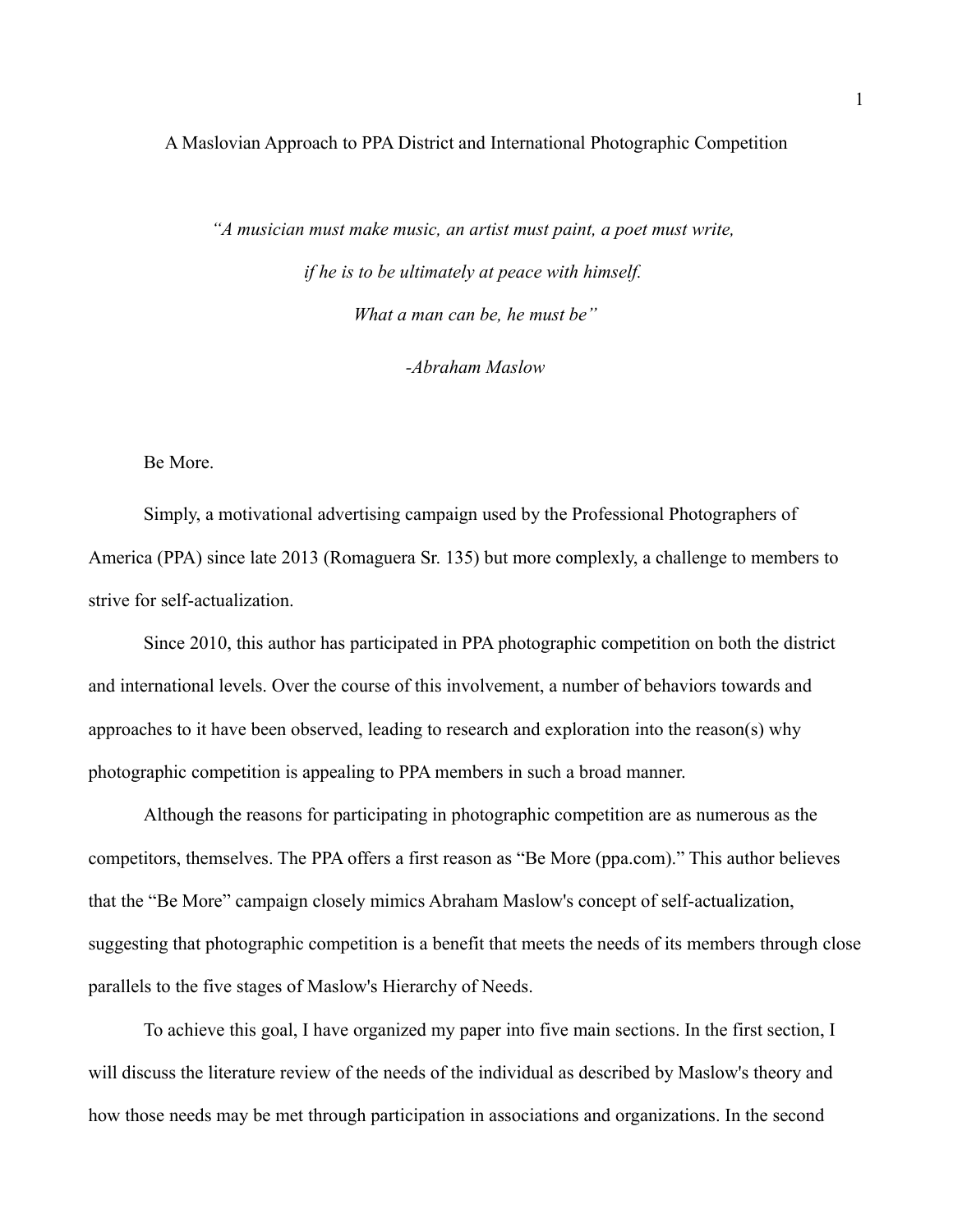# A Maslovian Approach to PPA District and International Photographic Competition

*"A musician must make music, an artist must paint, a poet must write,*

*if he is to be ultimately at peace with himself.*

*What a man can be, he must be"*

*-Abraham Maslow*

Be More.

Simply, a motivational advertising campaign used by the Professional Photographers of America (PPA) since late 2013 (Romaguera Sr. 135) but more complexly, a challenge to members to strive for self-actualization.

Since 2010, this author has participated in PPA photographic competition on both the district and international levels. Over the course of this involvement, a number of behaviors towards and approaches to it have been observed, leading to research and exploration into the reason(s) why photographic competition is appealing to PPA members in such a broad manner.

Although the reasons for participating in photographic competition are as numerous as the competitors, themselves. The PPA offers a first reason as "Be More (ppa.com)." This author believes that the "Be More" campaign closely mimics Abraham Maslow's concept of self-actualization, suggesting that photographic competition is a benefit that meets the needs of its members through close parallels to the five stages of Maslow's Hierarchy of Needs.

To achieve this goal, I have organized my paper into five main sections. In the first section, I will discuss the literature review of the needs of the individual as described by Maslow's theory and how those needs may be met through participation in associations and organizations. In the second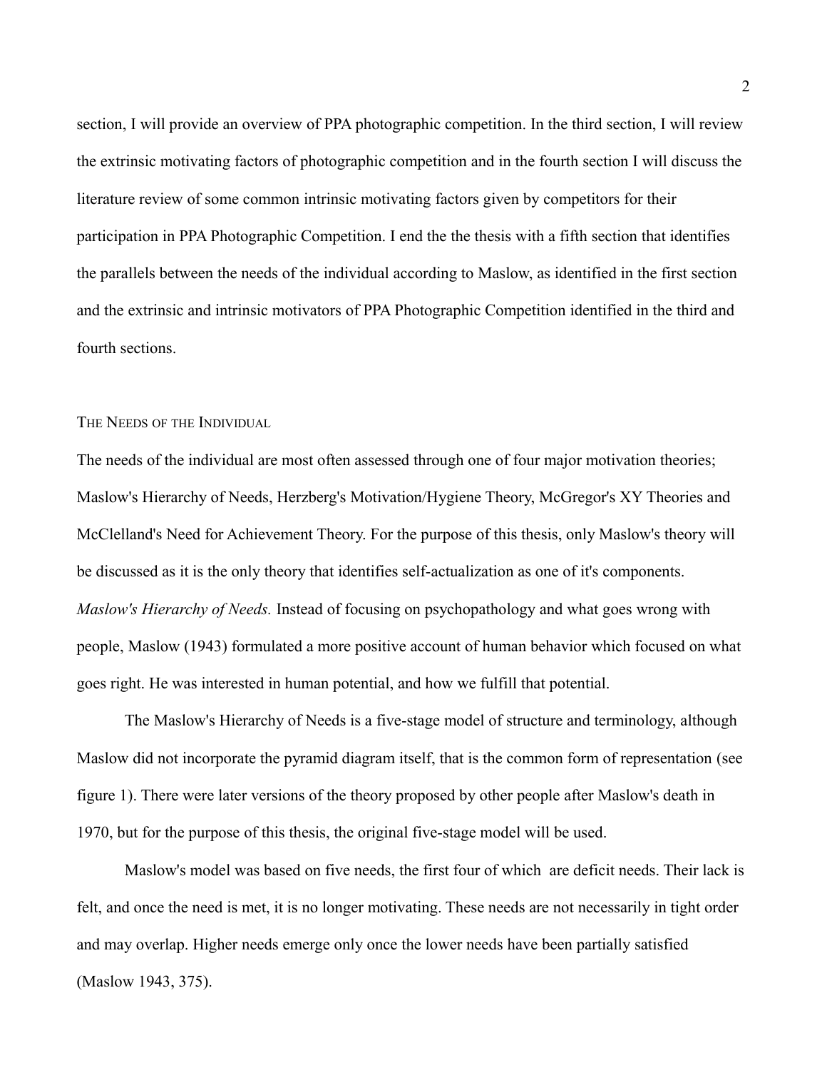section, I will provide an overview of PPA photographic competition. In the third section, I will review the extrinsic motivating factors of photographic competition and in the fourth section I will discuss the literature review of some common intrinsic motivating factors given by competitors for their participation in PPA Photographic Competition. I end the the thesis with a fifth section that identifies the parallels between the needs of the individual according to Maslow, as identified in the first section and the extrinsic and intrinsic motivators of PPA Photographic Competition identified in the third and fourth sections.

## The Needs of the Individual

The needs of the individual are most often assessed through one of four major motivation theories; Maslow's Hierarchy of Needs, Herzberg's Motivation/Hygiene Theory, McGregor's XY Theories and McClelland's Need for Achievement Theory. For the purpose of this thesis, only Maslow's theory will be discussed as it is the only theory that identifies self-actualization as one of it's components.

*Maslow's Hierarchy of Needs.* Instead of focusing on psychopathology and what goes wrong with people, Maslow (1943) formulated a more positive account of human behavior which focused on what goes right. He was interested in human potential, and how we fulfill that potential.

The Maslow's Hierarchy of Needs is a five-stage model of structure and terminology, although Maslow did not incorporate the pyramid diagram itself, that is the common form of representation (see figure 1). There were later versions of the theory proposed by other people after Maslow's death in 1970, but for the purpose of this thesis, the original five-stage model will be used.

Maslow's model was based on five needs, the first four of which are deficit needs. Their lack is felt, and once the need is met, it is no longer motivating. These needs are not necessarily in tight order and may overlap. Higher needs emerge only once the lower needs have been partially satisfied (Maslow 1943, 375).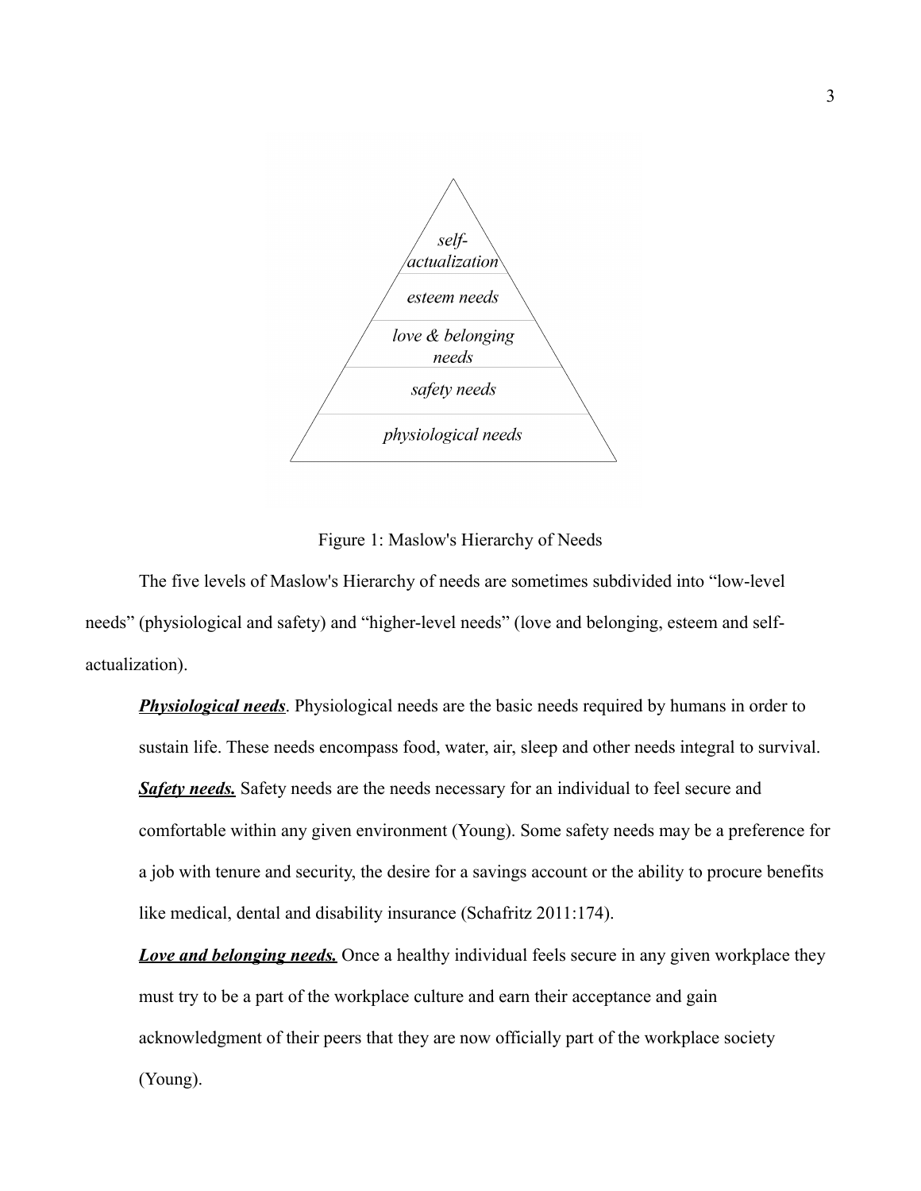self-actualization

esteem needs

love & belonging needs

safety needs

physiological needs

Figure 1: Maslow's Hierarchy of Needs

The five levels of Maslow's Hierarchy of needs are sometimes subdivided into "low-level needs" (physiological and safety) and "higher-level needs" (love and belonging, esteem and self-actualization).

***Physiological needs***. Physiological needs are the basic needs required by humans in order to sustain life. These needs encompass food, water, air, sleep and other needs integral to survival.

***Safety needs.*** Safety needs are the needs necessary for an individual to feel secure and comfortable within any given environment (Young). Some safety needs may be a preference for a job with tenure and security, the desire for a savings account or the ability to procure benefits like medical, dental and disability insurance (Schafritz 2011:174).

***Love and belonging needs.*** Once a healthy individual feels secure in any given workplace they must try to be a part of the workplace culture and earn their acceptance and gain acknowledgment of their peers that they are now officially part of the workplace society (Young).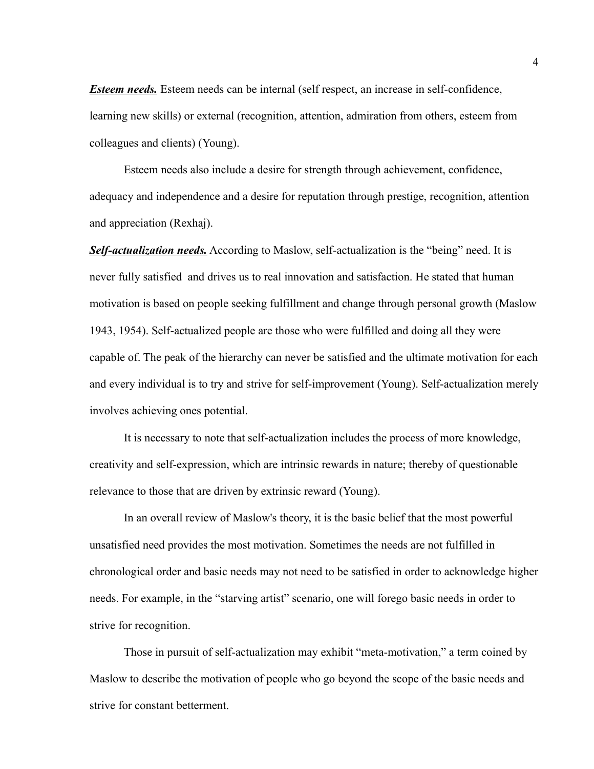***Esteem needs.*** Esteem needs can be internal (self respect, an increase in self-confidence, learning new skills) or external (recognition, attention, admiration from others, esteem from colleagues and clients) (Young).

Esteem needs also include a desire for strength through achievement, confidence, adequacy and independence and a desire for reputation through prestige, recognition, attention and appreciation (Rexhaj).

***Self-actualization needs.*** According to Maslow, self-actualization is the "being" need. It is never fully satisfied and drives us to real innovation and satisfaction. He stated that human motivation is based on people seeking fulfillment and change through personal growth (Maslow 1943, 1954). Self-actualized people are those who were fulfilled and doing all they were capable of. The peak of the hierarchy can never be satisfied and the ultimate motivation for each and every individual is to try and strive for self-improvement (Young). Self-actualization merely involves achieving ones potential.

It is necessary to note that self-actualization includes the process of more knowledge, creativity and self-expression, which are intrinsic rewards in nature; thereby of questionable relevance to those that are driven by extrinsic reward (Young).

In an overall review of Maslow's theory, it is the basic belief that the most powerful unsatisfied need provides the most motivation. Sometimes the needs are not fulfilled in chronological order and basic needs may not need to be satisfied in order to acknowledge higher needs. For example, in the "starving artist" scenario, one will forego basic needs in order to strive for recognition.

Those in pursuit of self-actualization may exhibit "meta-motivation," a term coined by Maslow to describe the motivation of people who go beyond the scope of the basic needs and strive for constant betterment.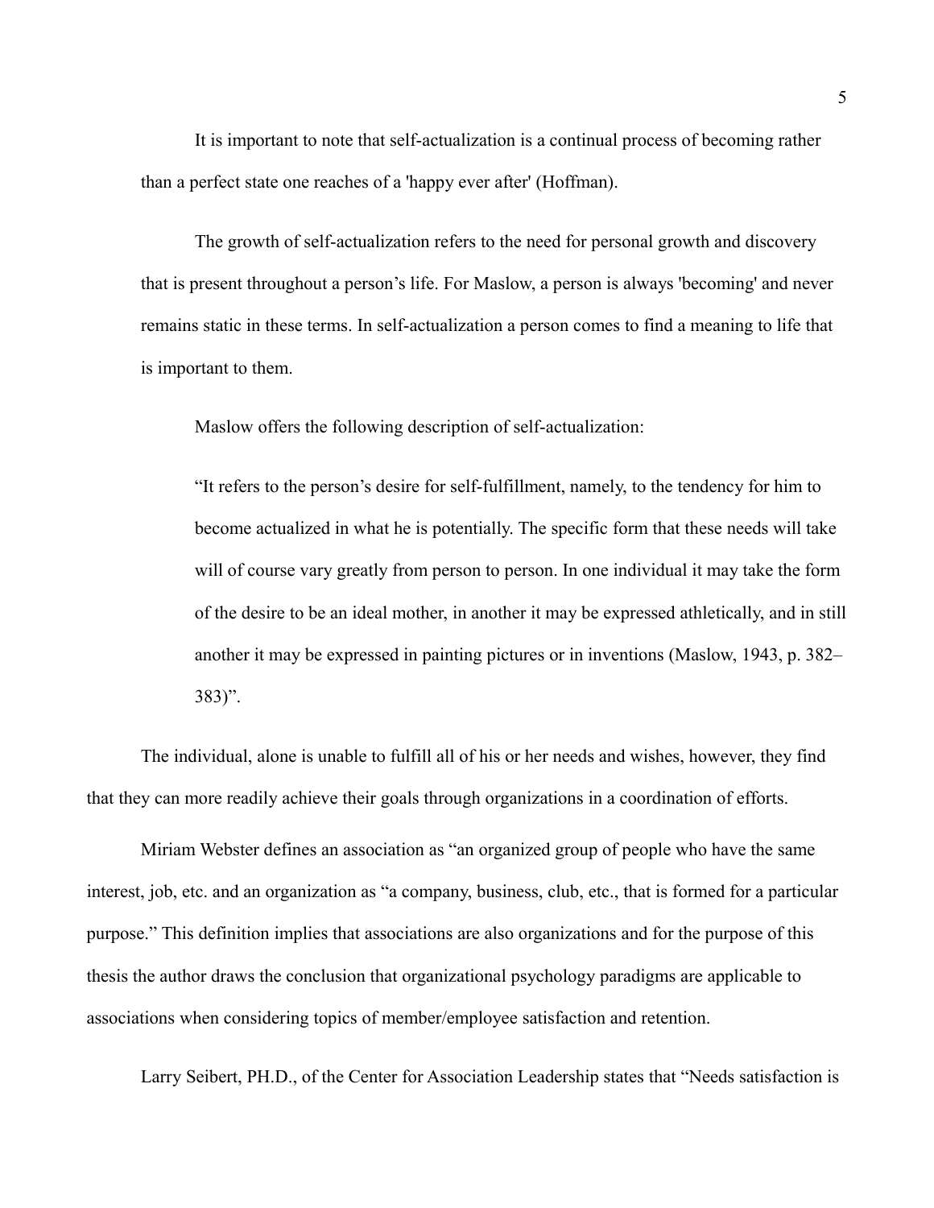It is important to note that self-actualization is a continual process of becoming rather than a perfect state one reaches of a 'happy ever after' (Hoffman).

The growth of self-actualization refers to the need for personal growth and discovery that is present throughout a person's life. For Maslow, a person is always 'becoming' and never remains static in these terms. In self-actualization a person comes to find a meaning to life that is important to them.

Maslow offers the following description of self-actualization:

> "It refers to the person's desire for self-fulfillment, namely, to the tendency for him to become actualized in what he is potentially. The specific form that these needs will take will of course vary greatly from person to person. In one individual it may take the form of the desire to be an ideal mother, in another it may be expressed athletically, and in still another it may be expressed in painting pictures or in inventions (Maslow, 1943, p. 382–383)".

The individual, alone is unable to fulfill all of his or her needs and wishes, however, they find that they can more readily achieve their goals through organizations in a coordination of efforts.

Miriam Webster defines an association as "an organized group of people who have the same interest, job, etc. and an organization as "a company, business, club, etc., that is formed for a particular purpose." This definition implies that associations are also organizations and for the purpose of this thesis the author draws the conclusion that organizational psychology paradigms are applicable to associations when considering topics of member/employee satisfaction and retention.

Larry Seibert, PH.D., of the Center for Association Leadership states that "Needs satisfaction is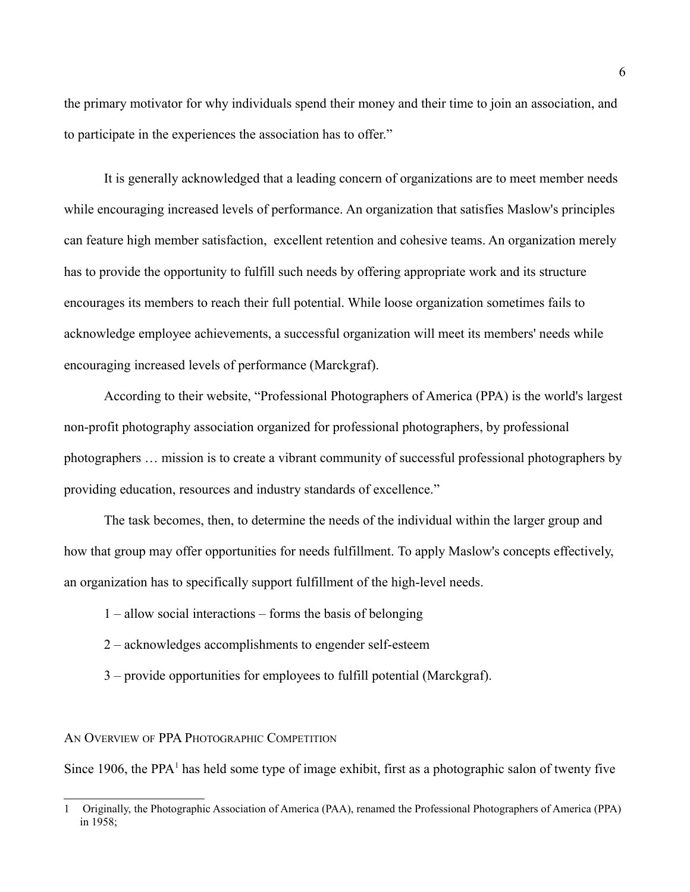the primary motivator for why individuals spend their money and their time to join an association, and to participate in the experiences the association has to offer."

It is generally acknowledged that a leading concern of organizations are to meet member needs while encouraging increased levels of performance. An organization that satisfies Maslow's principles can feature high member satisfaction, excellent retention and cohesive teams. An organization merely has to provide the opportunity to fulfill such needs by offering appropriate work and its structure encourages its members to reach their full potential. While loose organization sometimes fails to acknowledge employee achievements, a successful organization will meet its members' needs while encouraging increased levels of performance (Marckgraf).

According to their website, "Professional Photographers of America (PPA) is the world's largest non-profit photography association organized for professional photographers, by professional photographers … mission is to create a vibrant community of successful professional photographers by providing education, resources and industry standards of excellence."

The task becomes, then, to determine the needs of the individual within the larger group and how that group may offer opportunities for needs fulfillment. To apply Maslow's concepts effectively, an organization has to specifically support fulfillment of the high-level needs.

1 – allow social interactions – forms the basis of belonging

2 – acknowledges accomplishments to engender self-esteem

3 – provide opportunities for employees to fulfill potential (Marckgraf).

## An Overview of PPA Photographic Competition

Since 1906, the PPA[1] has held some type of image exhibit, first as a photographic salon of twenty five

---

1 Originally, the Photographic Association of America (PAA), renamed the Professional Photographers of America (PPA) in 1958;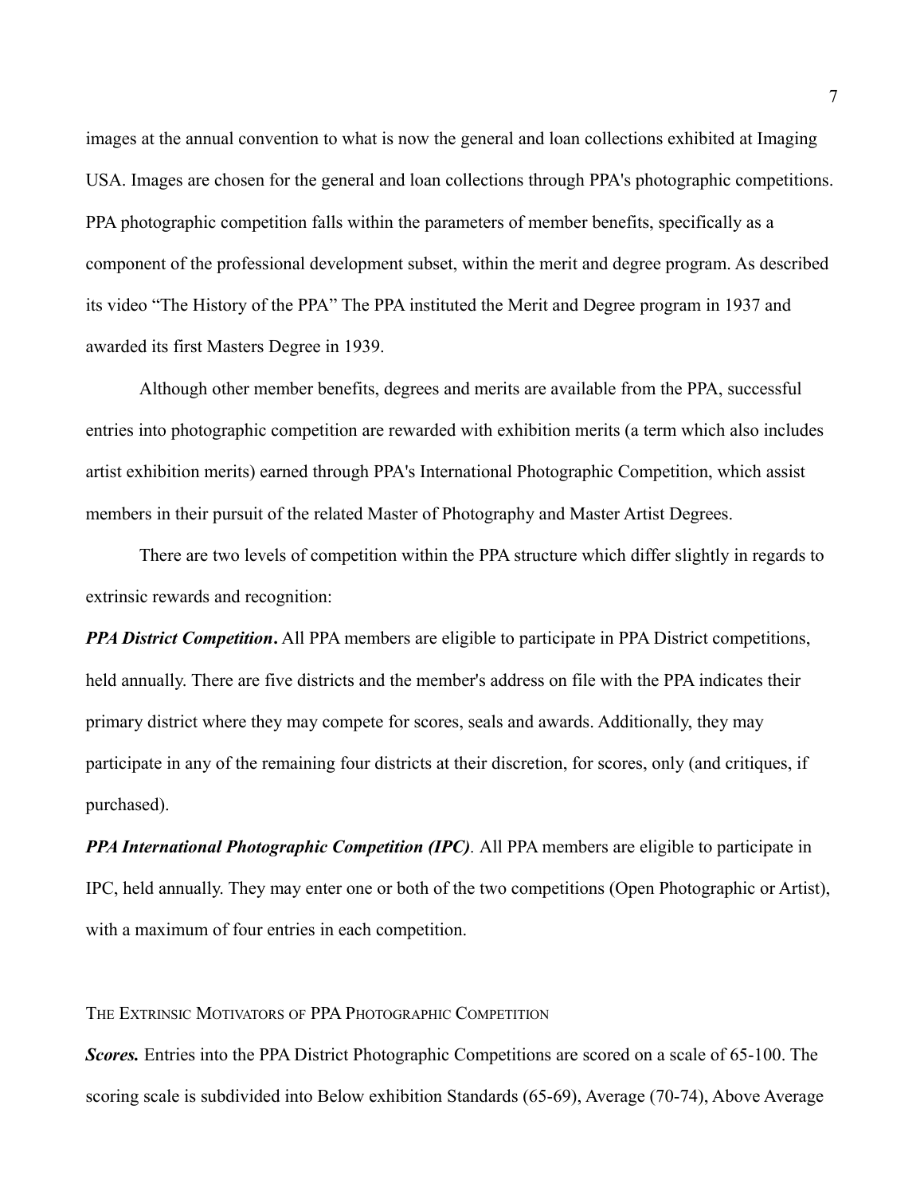images at the annual convention to what is now the general and loan collections exhibited at Imaging USA. Images are chosen for the general and loan collections through PPA's photographic competitions. PPA photographic competition falls within the parameters of member benefits, specifically as a component of the professional development subset, within the merit and degree program. As described its video "The History of the PPA" The PPA instituted the Merit and Degree program in 1937 and awarded its first Masters Degree in 1939.

Although other member benefits, degrees and merits are available from the PPA, successful entries into photographic competition are rewarded with exhibition merits (a term which also includes artist exhibition merits) earned through PPA's International Photographic Competition, which assist members in their pursuit of the related Master of Photography and Master Artist Degrees.

There are two levels of competition within the PPA structure which differ slightly in regards to extrinsic rewards and recognition:

***PPA District Competition*.** All PPA members are eligible to participate in PPA District competitions, held annually. There are five districts and the member's address on file with the PPA indicates their primary district where they may compete for scores, seals and awards. Additionally, they may participate in any of the remaining four districts at their discretion, for scores, only (and critiques, if purchased).

***PPA International Photographic Competition (IPC)*.** All PPA members are eligible to participate in IPC, held annually. They may enter one or both of the two competitions (Open Photographic or Artist), with a maximum of four entries in each competition.

## THE EXTRINSIC MOTIVATORS OF PPA PHOTOGRAPHIC COMPETITION

***Scores.*** Entries into the PPA District Photographic Competitions are scored on a scale of 65-100. The scoring scale is subdivided into Below exhibition Standards (65-69), Average (70-74), Above Average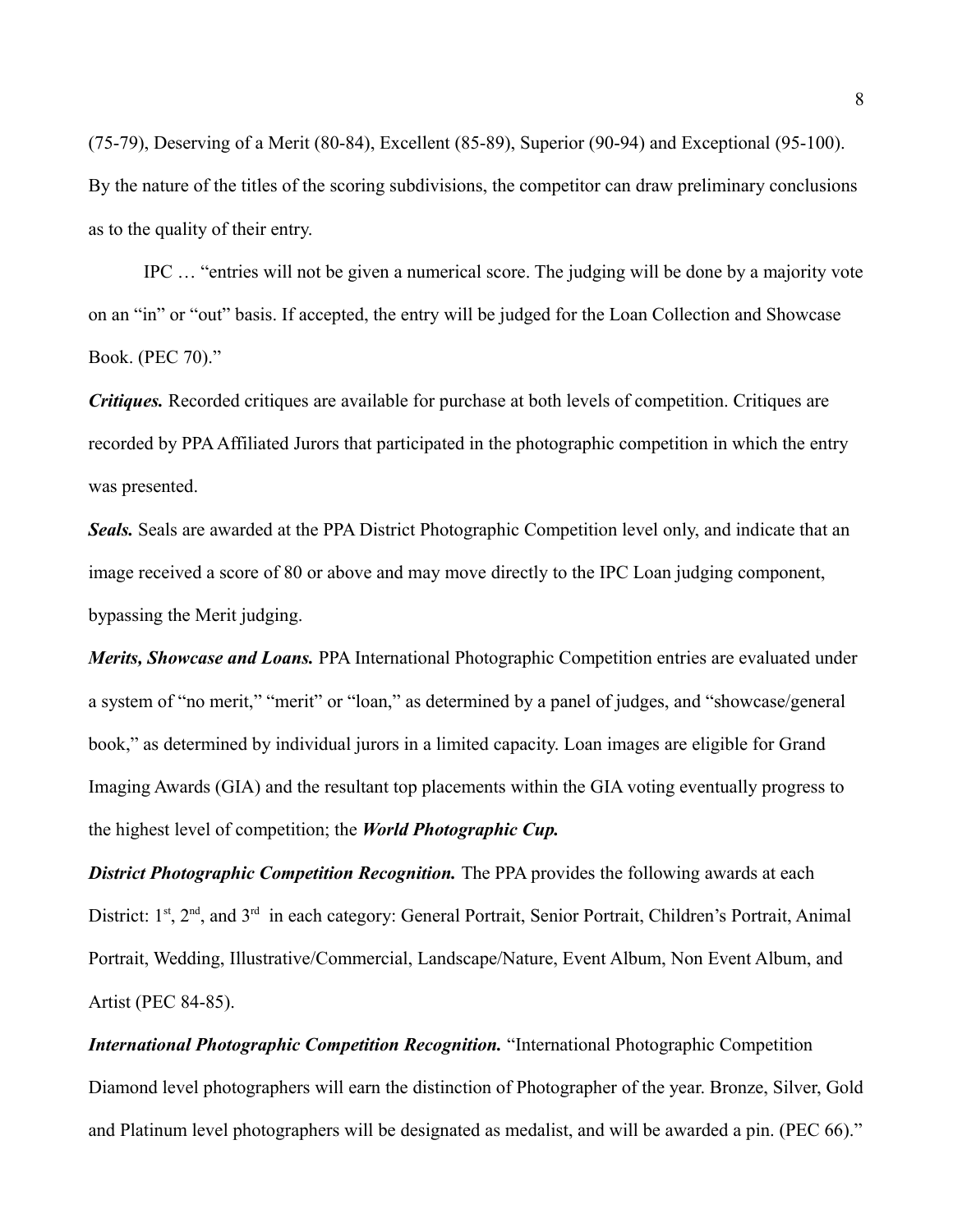(75-79), Deserving of a Merit (80-84), Excellent (85-89), Superior (90-94) and Exceptional (95-100). By the nature of the titles of the scoring subdivisions, the competitor can draw preliminary conclusions as to the quality of their entry.

IPC … "entries will not be given a numerical score. The judging will be done by a majority vote on an "in" or "out" basis. If accepted, the entry will be judged for the Loan Collection and Showcase Book. (PEC 70)."

***Critiques.*** Recorded critiques are available for purchase at both levels of competition. Critiques are recorded by PPA Affiliated Jurors that participated in the photographic competition in which the entry was presented.

***Seals.*** Seals are awarded at the PPA District Photographic Competition level only, and indicate that an image received a score of 80 or above and may move directly to the IPC Loan judging component, bypassing the Merit judging.

***Merits, Showcase and Loans.*** PPA International Photographic Competition entries are evaluated under a system of "no merit," "merit" or "loan," as determined by a panel of judges, and "showcase/general book," as determined by individual jurors in a limited capacity. Loan images are eligible for Grand Imaging Awards (GIA) and the resultant top placements within the GIA voting eventually progress to the highest level of competition; the ***World Photographic Cup.***

***District Photographic Competition Recognition.*** The PPA provides the following awards at each District: 1st, 2nd, and 3rd in each category: General Portrait, Senior Portrait, Children's Portrait, Animal Portrait, Wedding, Illustrative/Commercial, Landscape/Nature, Event Album, Non Event Album, and Artist (PEC 84-85).

***International Photographic Competition Recognition.*** "International Photographic Competition Diamond level photographers will earn the distinction of Photographer of the year. Bronze, Silver, Gold and Platinum level photographers will be designated as medalist, and will be awarded a pin. (PEC 66)."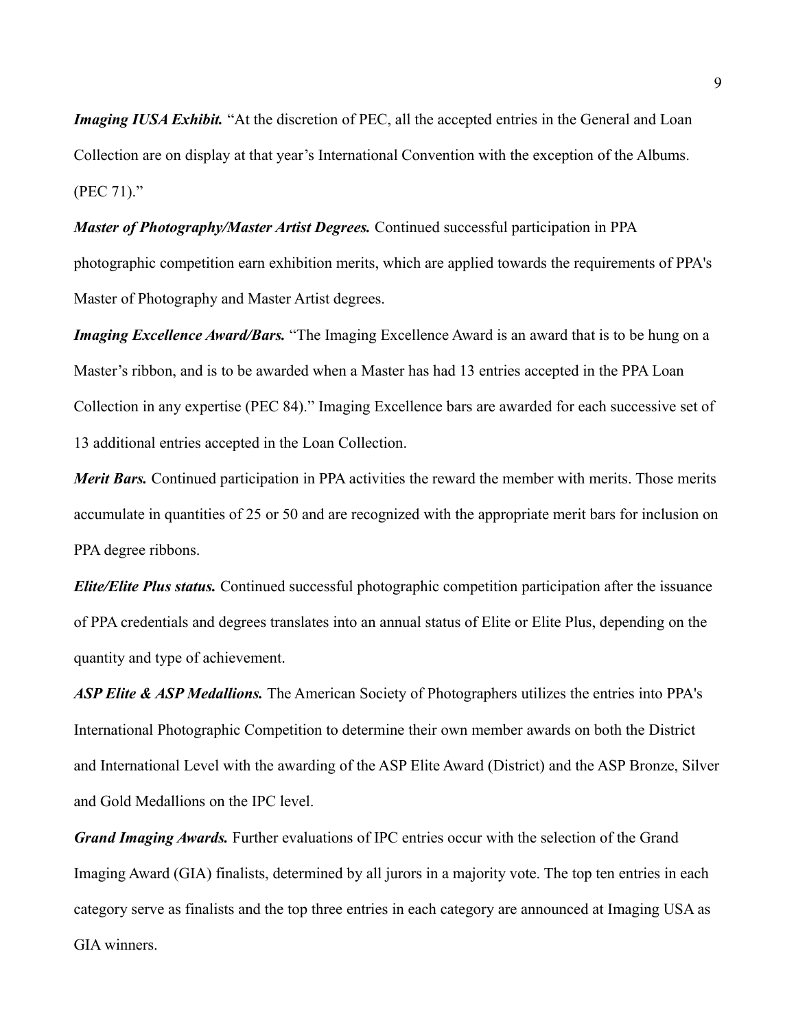***Imaging IUSA Exhibit.*** "At the discretion of PEC, all the accepted entries in the General and Loan Collection are on display at that year's International Convention with the exception of the Albums. (PEC 71)."

***Master of Photography/Master Artist Degrees.*** Continued successful participation in PPA photographic competition earn exhibition merits, which are applied towards the requirements of PPA's Master of Photography and Master Artist degrees.

***Imaging Excellence Award/Bars.*** "The Imaging Excellence Award is an award that is to be hung on a Master's ribbon, and is to be awarded when a Master has had 13 entries accepted in the PPA Loan Collection in any expertise (PEC 84)." Imaging Excellence bars are awarded for each successive set of 13 additional entries accepted in the Loan Collection.

***Merit Bars.*** Continued participation in PPA activities the reward the member with merits. Those merits accumulate in quantities of 25 or 50 and are recognized with the appropriate merit bars for inclusion on PPA degree ribbons.

***Elite/Elite Plus status.*** Continued successful photographic competition participation after the issuance of PPA credentials and degrees translates into an annual status of Elite or Elite Plus, depending on the quantity and type of achievement.

***ASP Elite & ASP Medallions.*** The American Society of Photographers utilizes the entries into PPA's International Photographic Competition to determine their own member awards on both the District and International Level with the awarding of the ASP Elite Award (District) and the ASP Bronze, Silver and Gold Medallions on the IPC level.

***Grand Imaging Awards.*** Further evaluations of IPC entries occur with the selection of the Grand Imaging Award (GIA) finalists, determined by all jurors in a majority vote. The top ten entries in each category serve as finalists and the top three entries in each category are announced at Imaging USA as GIA winners.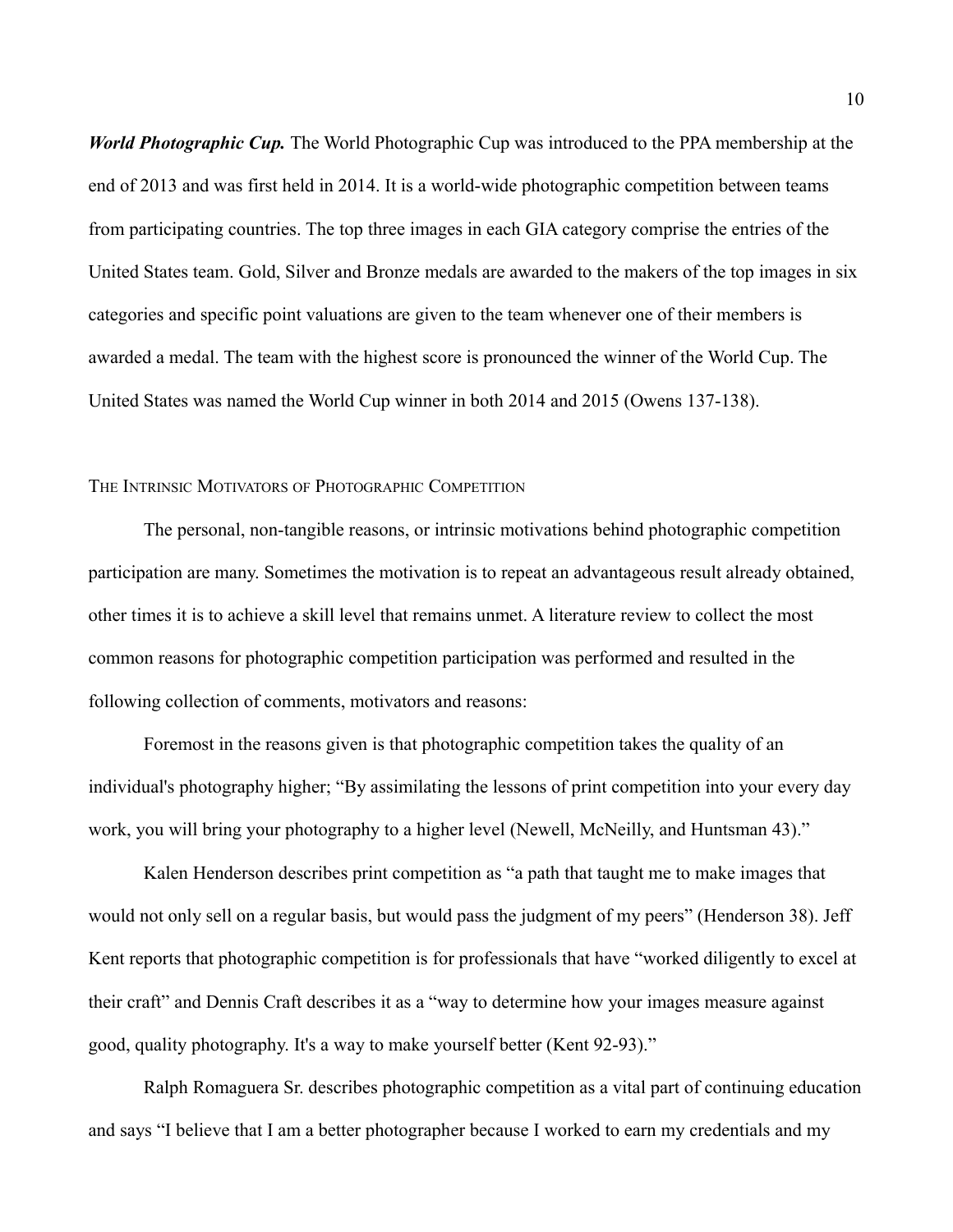***World Photographic Cup.*** The World Photographic Cup was introduced to the PPA membership at the end of 2013 and was first held in 2014. It is a world-wide photographic competition between teams from participating countries. The top three images in each GIA category comprise the entries of the United States team. Gold, Silver and Bronze medals are awarded to the makers of the top images in six categories and specific point valuations are given to the team whenever one of their members is awarded a medal. The team with the highest score is pronounced the winner of the World Cup. The United States was named the World Cup winner in both 2014 and 2015 (Owens 137-138).

## The Intrinsic Motivators of Photographic Competition

The personal, non-tangible reasons, or intrinsic motivations behind photographic competition participation are many. Sometimes the motivation is to repeat an advantageous result already obtained, other times it is to achieve a skill level that remains unmet. A literature review to collect the most common reasons for photographic competition participation was performed and resulted in the following collection of comments, motivators and reasons:

Foremost in the reasons given is that photographic competition takes the quality of an individual's photography higher; "By assimilating the lessons of print competition into your every day work, you will bring your photography to a higher level (Newell, McNeilly, and Huntsman 43)."

Kalen Henderson describes print competition as "a path that taught me to make images that would not only sell on a regular basis, but would pass the judgment of my peers" (Henderson 38). Jeff Kent reports that photographic competition is for professionals that have "worked diligently to excel at their craft" and Dennis Craft describes it as a "way to determine how your images measure against good, quality photography. It's a way to make yourself better (Kent 92-93)."

Ralph Romaguera Sr. describes photographic competition as a vital part of continuing education and says "I believe that I am a better photographer because I worked to earn my credentials and my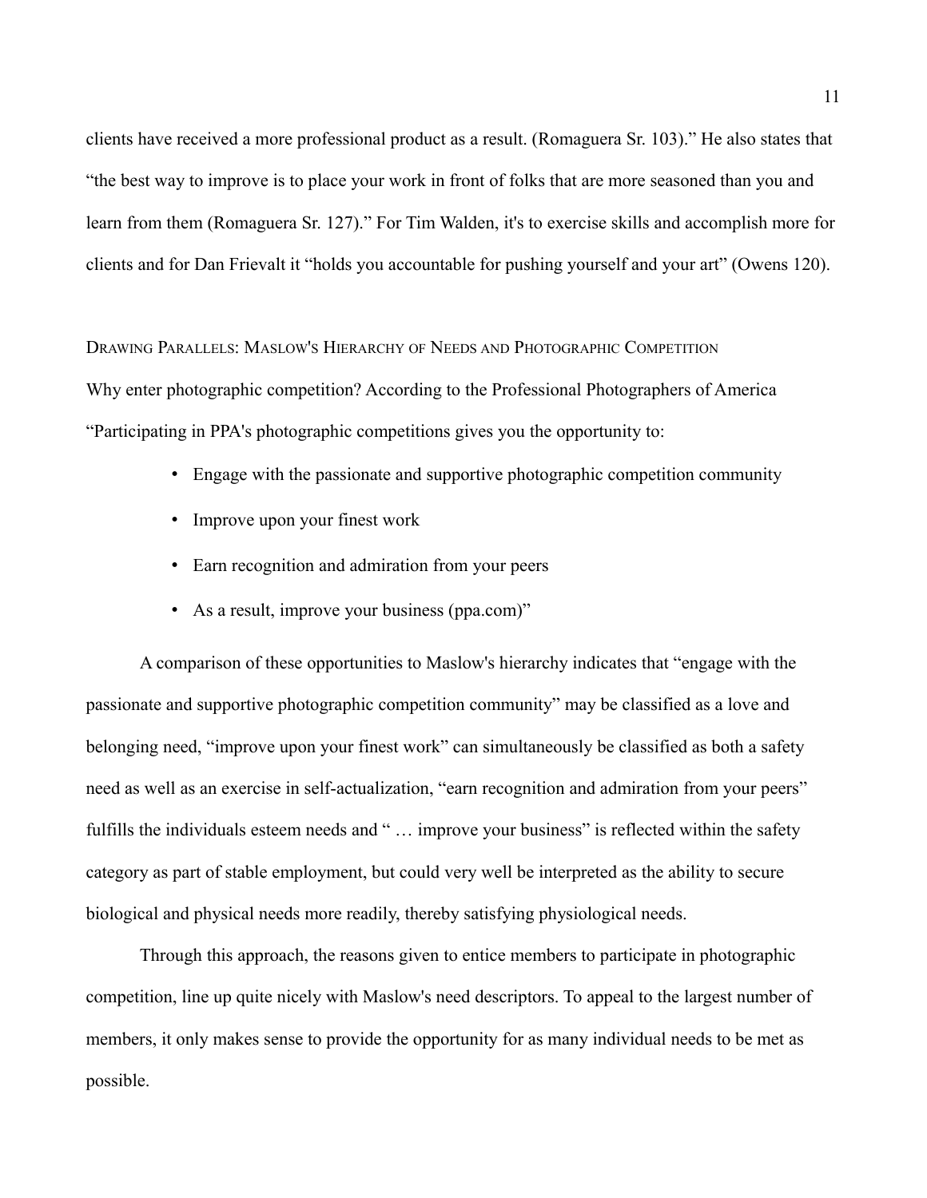clients have received a more professional product as a result. (Romaguera Sr. 103)." He also states that "the best way to improve is to place your work in front of folks that are more seasoned than you and learn from them (Romaguera Sr. 127)." For Tim Walden, it's to exercise skills and accomplish more for clients and for Dan Frievalt it "holds you accountable for pushing yourself and your art" (Owens 120).

## Drawing Parallels: Maslow's Hierarchy of Needs and Photographic Competition

Why enter photographic competition? According to the Professional Photographers of America "Participating in PPA's photographic competitions gives you the opportunity to:

- Engage with the passionate and supportive photographic competition community
- Improve upon your finest work
- Earn recognition and admiration from your peers
- As a result, improve your business (ppa.com)"

A comparison of these opportunities to Maslow's hierarchy indicates that "engage with the passionate and supportive photographic competition community" may be classified as a love and belonging need, "improve upon your finest work" can simultaneously be classified as both a safety need as well as an exercise in self-actualization, "earn recognition and admiration from your peers" fulfills the individuals esteem needs and " … improve your business" is reflected within the safety category as part of stable employment, but could very well be interpreted as the ability to secure biological and physical needs more readily, thereby satisfying physiological needs.

Through this approach, the reasons given to entice members to participate in photographic competition, line up quite nicely with Maslow's need descriptors. To appeal to the largest number of members, it only makes sense to provide the opportunity for as many individual needs to be met as possible.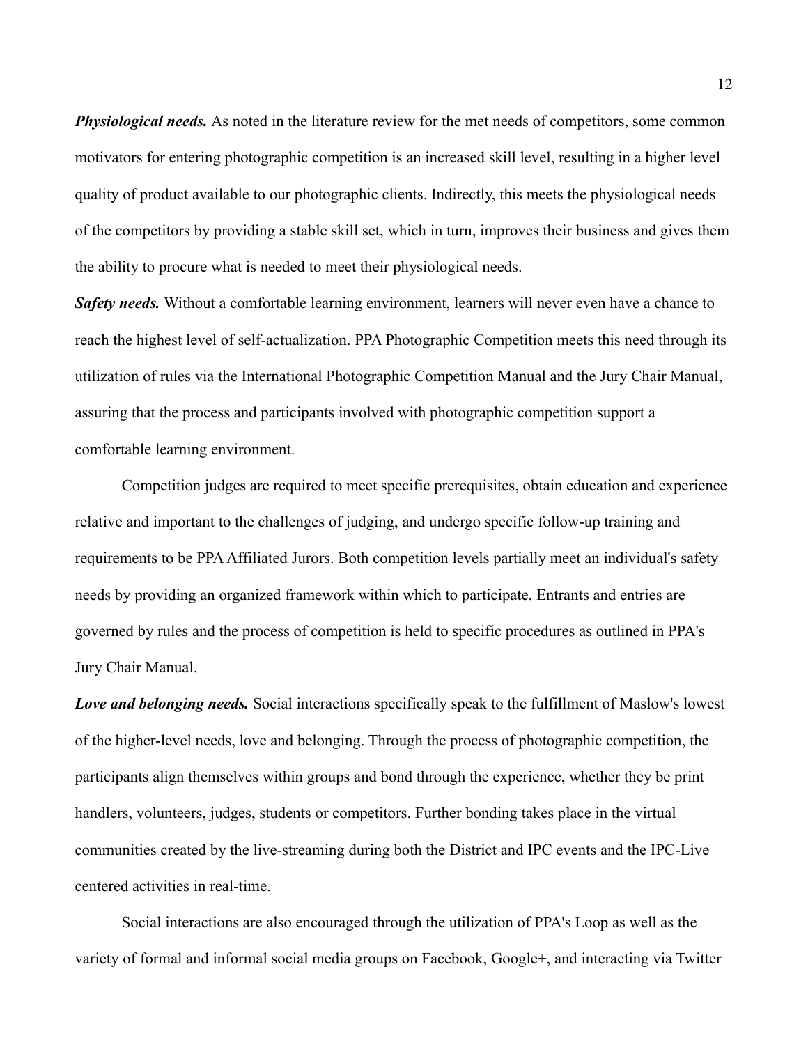***Physiological needs.*** As noted in the literature review for the met needs of competitors, some common motivators for entering photographic competition is an increased skill level, resulting in a higher level quality of product available to our photographic clients. Indirectly, this meets the physiological needs of the competitors by providing a stable skill set, which in turn, improves their business and gives them the ability to procure what is needed to meet their physiological needs.

***Safety needs.*** Without a comfortable learning environment, learners will never even have a chance to reach the highest level of self-actualization. PPA Photographic Competition meets this need through its utilization of rules via the International Photographic Competition Manual and the Jury Chair Manual, assuring that the process and participants involved with photographic competition support a comfortable learning environment.

Competition judges are required to meet specific prerequisites, obtain education and experience relative and important to the challenges of judging, and undergo specific follow-up training and requirements to be PPA Affiliated Jurors. Both competition levels partially meet an individual's safety needs by providing an organized framework within which to participate. Entrants and entries are governed by rules and the process of competition is held to specific procedures as outlined in PPA's Jury Chair Manual.

***Love and belonging needs.*** Social interactions specifically speak to the fulfillment of Maslow's lowest of the higher-level needs, love and belonging. Through the process of photographic competition, the participants align themselves within groups and bond through the experience, whether they be print handlers, volunteers, judges, students or competitors. Further bonding takes place in the virtual communities created by the live-streaming during both the District and IPC events and the IPC-Live centered activities in real-time.

Social interactions are also encouraged through the utilization of PPA's Loop as well as the variety of formal and informal social media groups on Facebook, Google+, and interacting via Twitter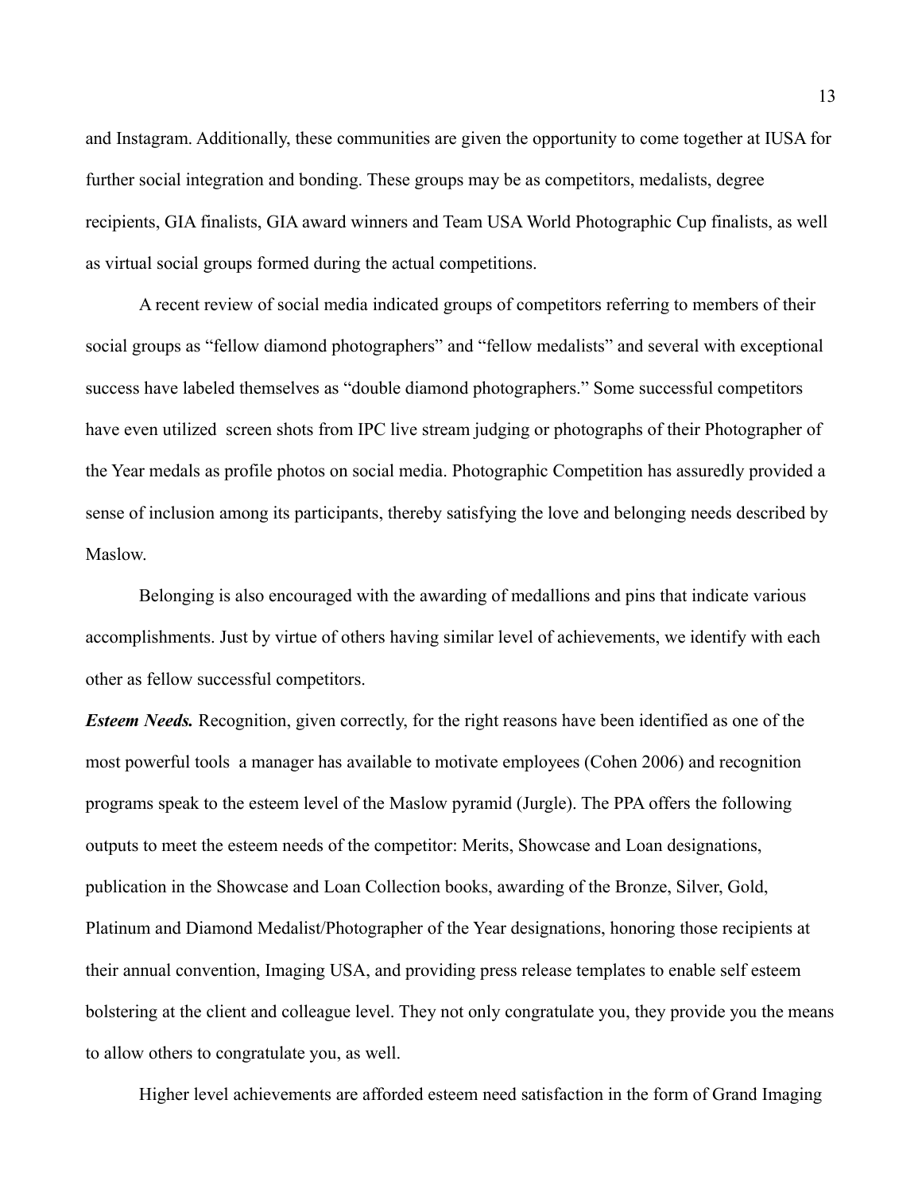and Instagram. Additionally, these communities are given the opportunity to come together at IUSA for further social integration and bonding. These groups may be as competitors, medalists, degree recipients, GIA finalists, GIA award winners and Team USA World Photographic Cup finalists, as well as virtual social groups formed during the actual competitions.

A recent review of social media indicated groups of competitors referring to members of their social groups as "fellow diamond photographers" and "fellow medalists" and several with exceptional success have labeled themselves as "double diamond photographers." Some successful competitors have even utilized screen shots from IPC live stream judging or photographs of their Photographer of the Year medals as profile photos on social media. Photographic Competition has assuredly provided a sense of inclusion among its participants, thereby satisfying the love and belonging needs described by Maslow.

Belonging is also encouraged with the awarding of medallions and pins that indicate various accomplishments. Just by virtue of others having similar level of achievements, we identify with each other as fellow successful competitors.

***Esteem Needs.*** Recognition, given correctly, for the right reasons have been identified as one of the most powerful tools a manager has available to motivate employees (Cohen 2006) and recognition programs speak to the esteem level of the Maslow pyramid (Jurgle). The PPA offers the following outputs to meet the esteem needs of the competitor: Merits, Showcase and Loan designations, publication in the Showcase and Loan Collection books, awarding of the Bronze, Silver, Gold, Platinum and Diamond Medalist/Photographer of the Year designations, honoring those recipients at their annual convention, Imaging USA, and providing press release templates to enable self esteem bolstering at the client and colleague level. They not only congratulate you, they provide you the means to allow others to congratulate you, as well.

Higher level achievements are afforded esteem need satisfaction in the form of Grand Imaging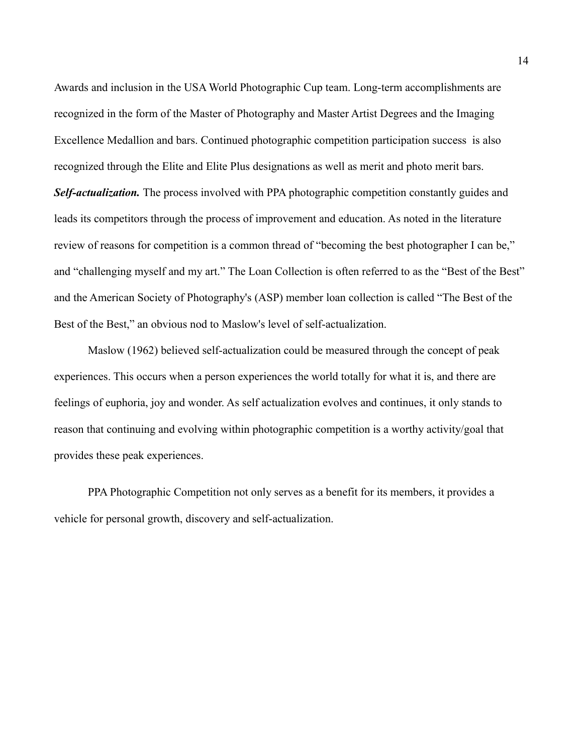Awards and inclusion in the USA World Photographic Cup team. Long-term accomplishments are recognized in the form of the Master of Photography and Master Artist Degrees and the Imaging Excellence Medallion and bars. Continued photographic competition participation success is also recognized through the Elite and Elite Plus designations as well as merit and photo merit bars.

***Self-actualization.*** The process involved with PPA photographic competition constantly guides and leads its competitors through the process of improvement and education. As noted in the literature review of reasons for competition is a common thread of "becoming the best photographer I can be," and "challenging myself and my art." The Loan Collection is often referred to as the "Best of the Best" and the American Society of Photography's (ASP) member loan collection is called "The Best of the Best of the Best," an obvious nod to Maslow's level of self-actualization.

Maslow (1962) believed self-actualization could be measured through the concept of peak experiences. This occurs when a person experiences the world totally for what it is, and there are feelings of euphoria, joy and wonder. As self actualization evolves and continues, it only stands to reason that continuing and evolving within photographic competition is a worthy activity/goal that provides these peak experiences.

PPA Photographic Competition not only serves as a benefit for its members, it provides a vehicle for personal growth, discovery and self-actualization.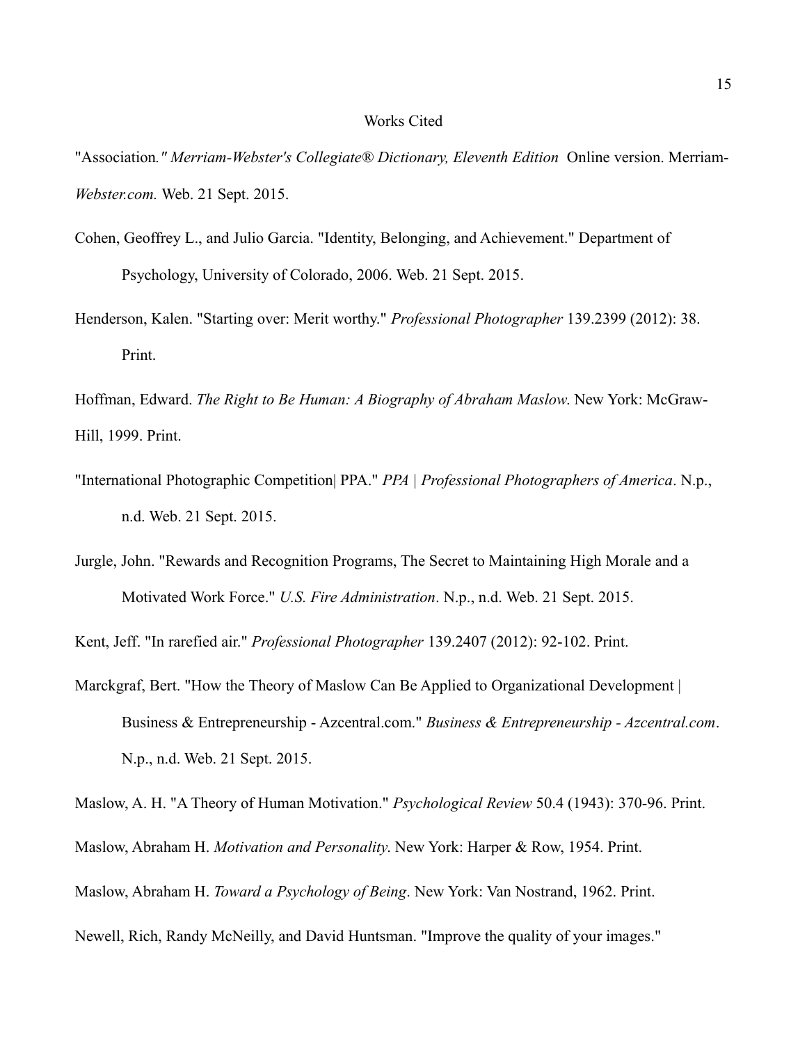# Works Cited

"Association*." Merriam-Webster's Collegiate® Dictionary, Eleventh Edition* Online version. Merriam-*Webster.com.* Web. 21 Sept. 2015.

Cohen, Geoffrey L., and Julio Garcia. "Identity, Belonging, and Achievement." Department of Psychology, University of Colorado, 2006. Web. 21 Sept. 2015.

Henderson, Kalen. "Starting over: Merit worthy." *Professional Photographer* 139.2399 (2012): 38. Print.

Hoffman, Edward. *The Right to Be Human: A Biography of Abraham Maslow*. New York: McGraw-Hill, 1999. Print.

"International Photographic Competition| PPA." *PPA | Professional Photographers of America*. N.p., n.d. Web. 21 Sept. 2015.

Jurgle, John. "Rewards and Recognition Programs, The Secret to Maintaining High Morale and a Motivated Work Force." *U.S. Fire Administration*. N.p., n.d. Web. 21 Sept. 2015.

Kent, Jeff. "In rarefied air." *Professional Photographer* 139.2407 (2012): 92-102. Print.

Marckgraf, Bert. "How the Theory of Maslow Can Be Applied to Organizational Development | Business & Entrepreneurship - Azcentral.com." *Business & Entrepreneurship - Azcentral.com*. N.p., n.d. Web. 21 Sept. 2015.

Maslow, A. H. "A Theory of Human Motivation." *Psychological Review* 50.4 (1943): 370-96. Print.

Maslow, Abraham H. *Motivation and Personality*. New York: Harper & Row, 1954. Print.

Maslow, Abraham H. *Toward a Psychology of Being*. New York: Van Nostrand, 1962. Print.

Newell, Rich, Randy McNeilly, and David Huntsman. "Improve the quality of your images."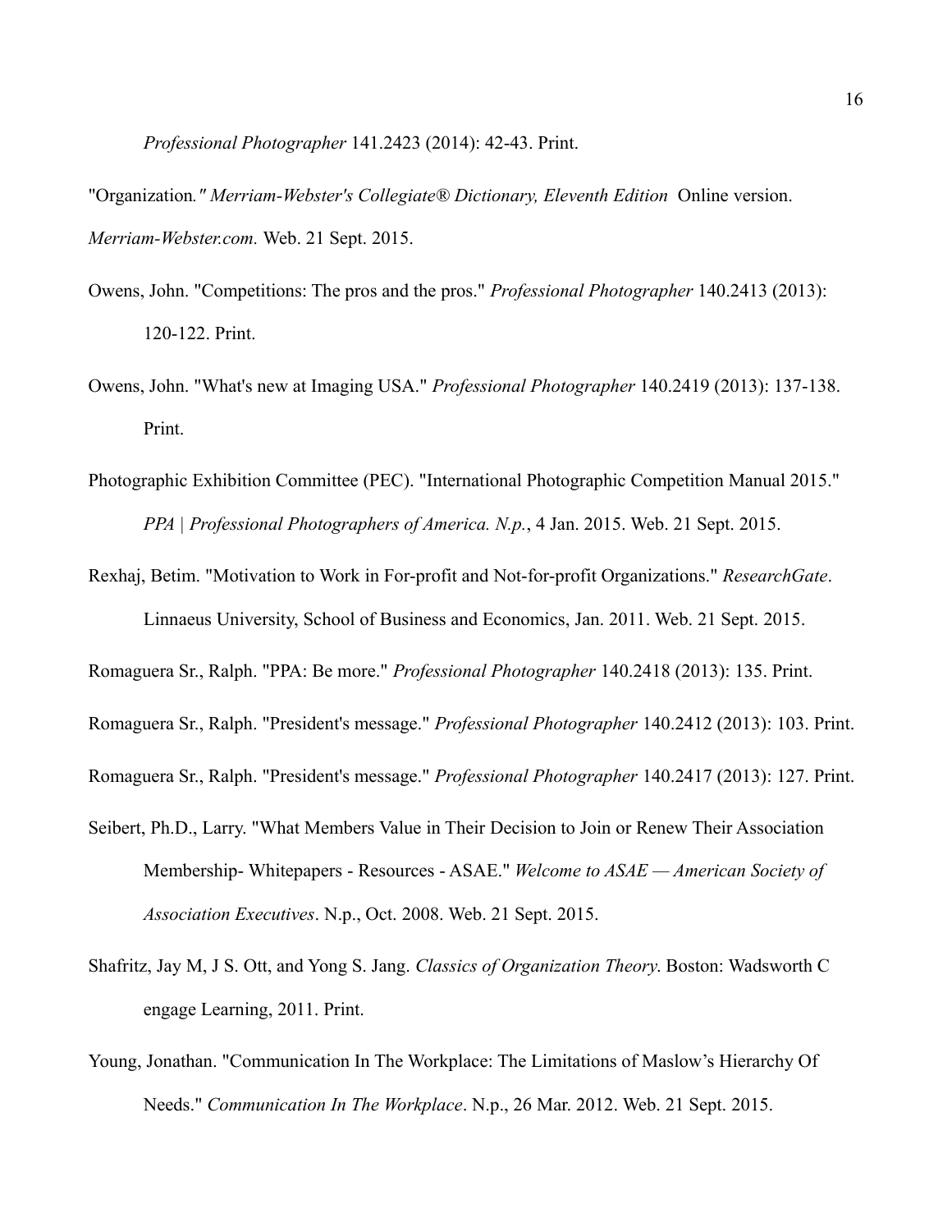*Professional Photographer* 141.2423 (2014): 42-43. Print.

"Organization*." Merriam-Webster's Collegiate® Dictionary, Eleventh Edition* Online version. *Merriam-Webster.com.* Web. 21 Sept. 2015.

Owens, John. "Competitions: The pros and the pros." *Professional Photographer* 140.2413 (2013): 120-122. Print.

Owens, John. "What's new at Imaging USA." *Professional Photographer* 140.2419 (2013): 137-138. Print.

Photographic Exhibition Committee (PEC). "International Photographic Competition Manual 2015." *PPA | Professional Photographers of America. N.p.*, 4 Jan. 2015. Web. 21 Sept. 2015.

Rexhaj, Betim. "Motivation to Work in For-profit and Not-for-profit Organizations." *ResearchGate*. Linnaeus University, School of Business and Economics, Jan. 2011. Web. 21 Sept. 2015.

Romaguera Sr., Ralph. "PPA: Be more." *Professional Photographer* 140.2418 (2013): 135. Print.

Romaguera Sr., Ralph. "President's message." *Professional Photographer* 140.2412 (2013): 103. Print.

Romaguera Sr., Ralph. "President's message." *Professional Photographer* 140.2417 (2013): 127. Print.

Seibert, Ph.D., Larry. "What Members Value in Their Decision to Join or Renew Their Association Membership- Whitepapers - Resources - ASAE." *Welcome to ASAE — American Society of Association Executives*. N.p., Oct. 2008. Web. 21 Sept. 2015.

Shafritz, Jay M, J S. Ott, and Yong S. Jang. *Classics of Organization Theory*. Boston: Wadsworth C engage Learning, 2011. Print.

Young, Jonathan. "Communication In The Workplace: The Limitations of Maslow's Hierarchy Of Needs." *Communication In The Workplace*. N.p., 26 Mar. 2012. Web. 21 Sept. 2015.